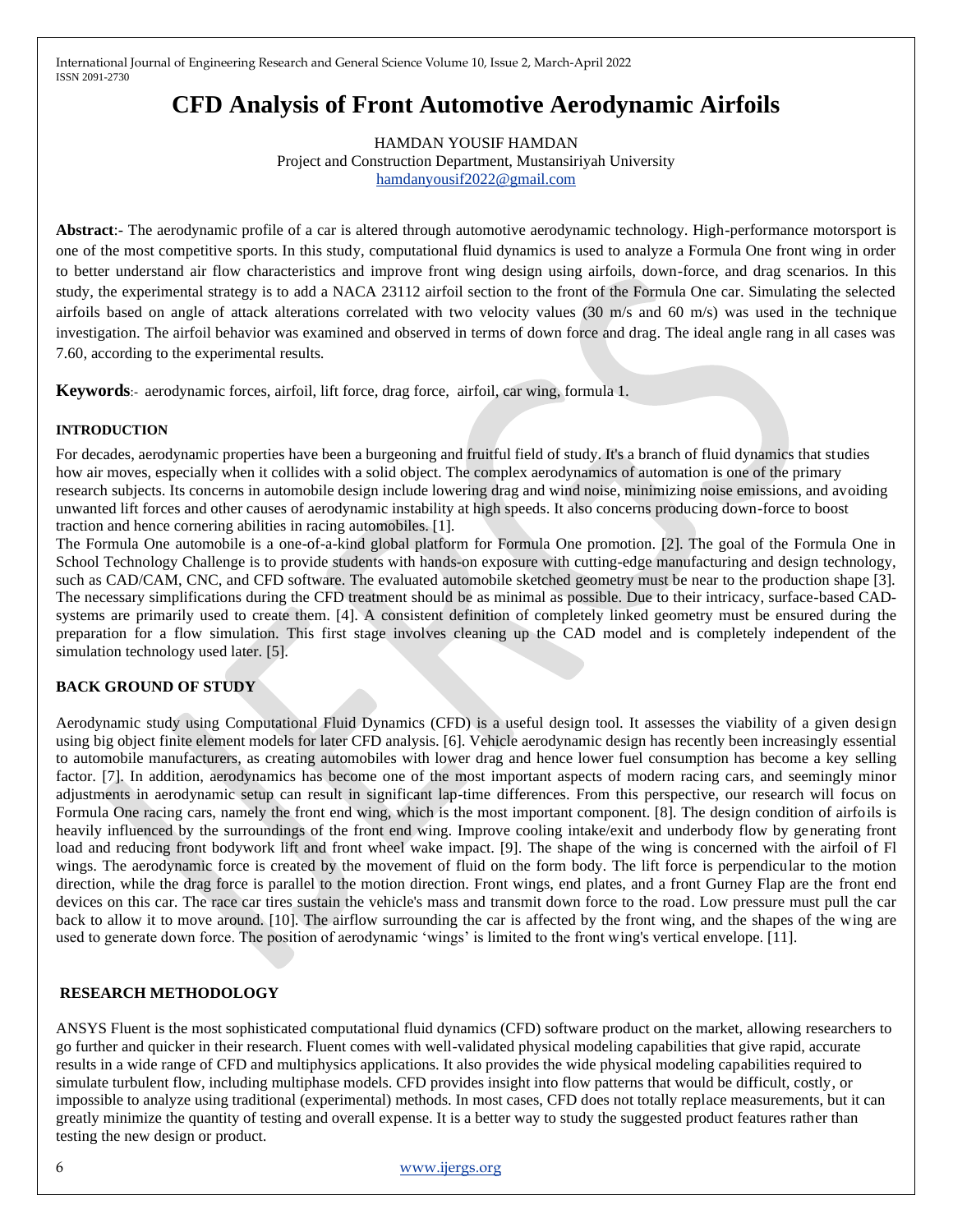# CFD Analysis of Front Automotive Aerodynamic Airfoils

HAMDAN YOUSIF HAMDAN

Project and Construction Department, Mustansiriyah University

hamdanyousif2022@gmail.com

**Abstract**:- The aerodynamic profile of a car is altered through automotive aerodynamic technology. High-performance motorsport is one of the most competitive sports. In this study, computational fluid dynamics is used to analyze a Formula One front wing in order to better understand air flow characteristics and improve front wing design using airfoils, down-force, and drag scenarios. In this study, the experimental strategy is to add a NACA 23112 airfoil section to the front of the Formula One car. Simulating the selected airfoils based on angle of attack alterations correlated with two velocity values (30 m/s and 60 m/s) was used in the technique investigation. The airfoil behavior was examined and observed in terms of down force and drag. The ideal angle rang in all cases was 7.60, according to the experimental results.

**Keywords**:- aerodynamic forces, airfoil, lift force, drag force, airfoil, car wing, formula 1.

## INTRODUCTION

For decades, aerodynamic properties have been a burgeoning and fruitful field of study. It's a branch of fluid dynamics that studies how air moves, especially when it collides with a solid object. The complex aerodynamics of automation is one of the primary research subjects. Its concerns in automobile design include lowering drag and wind noise, minimizing noise emissions, and avoiding unwanted lift forces and other causes of aerodynamic instability at high speeds. It also concerns producing down-force to boost traction and hence cornering abilities in racing automobiles. [1].

The Formula One automobile is a one-of-a-kind global platform for Formula One promotion. [2]. The goal of the Formula One in School Technology Challenge is to provide students with hands-on exposure with cutting-edge manufacturing and design technology, such as CAD/CAM, CNC, and CFD software. The evaluated automobile sketched geometry must be near to the production shape [3]. The necessary simplifications during the CFD treatment should be as minimal as possible. Due to their intricacy, surface-based CAD-systems are primarily used to create them. [4]. A consistent definition of completely linked geometry must be ensured during the preparation for a flow simulation. This first stage involves cleaning up the CAD model and is completely independent of the simulation technology used later. [5].

## BACK GROUND OF STUDY

Aerodynamic study using Computational Fluid Dynamics (CFD) is a useful design tool. It assesses the viability of a given design using big object finite element models for later CFD analysis. [6]. Vehicle aerodynamic design has recently been increasingly essential to automobile manufacturers, as creating automobiles with lower drag and hence lower fuel consumption has become a key selling factor. [7]. In addition, aerodynamics has become one of the most important aspects of modern racing cars, and seemingly minor adjustments in aerodynamic setup can result in significant lap-time differences. From this perspective, our research will focus on Formula One racing cars, namely the front end wing, which is the most important component. [8]. The design condition of airfoils is heavily influenced by the surroundings of the front end wing. Improve cooling intake/exit and underbody flow by generating front load and reducing front bodywork lift and front wheel wake impact. [9]. The shape of the wing is concerned with the airfoil of Fl wings. The aerodynamic force is created by the movement of fluid on the form body. The lift force is perpendicular to the motion direction, while the drag force is parallel to the motion direction. Front wings, end plates, and a front Gurney Flap are the front end devices on this car. The race car tires sustain the vehicle's mass and transmit down force to the road. Low pressure must pull the car back to allow it to move around. [10]. The airflow surrounding the car is affected by the front wing, and the shapes of the wing are used to generate down force. The position of aerodynamic 'wings' is limited to the front wing's vertical envelope. [11].

## RESEARCH METHODOLOGY

ANSYS Fluent is the most sophisticated computational fluid dynamics (CFD) software product on the market, allowing researchers to go further and quicker in their research. Fluent comes with well-validated physical modeling capabilities that give rapid, accurate results in a wide range of CFD and multiphysics applications. It also provides the wide physical modeling capabilities required to simulate turbulent flow, including multiphase models. CFD provides insight into flow patterns that would be difficult, costly, or impossible to analyze using traditional (experimental) methods. In most cases, CFD does not totally replace measurements, but it can greatly minimize the quantity of testing and overall expense. It is a better way to study the suggested product features rather than testing the new design or product.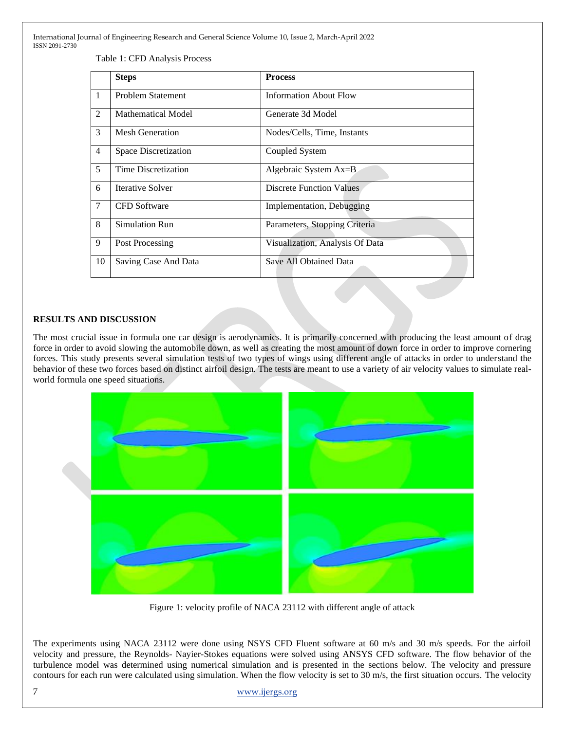Table 1: CFD Analysis Process

| | Steps | Process |
|---|---|---|
| 1 | Problem Statement | Information About Flow |
| 2 | Mathematical Model | Generate 3d Model |
| 3 | Mesh Generation | Nodes/Cells, Time, Instants |
| 4 | Space Discretization | Coupled System |
| 5 | Time Discretization | Algebraic System Ax=B |
| 6 | Iterative Solver | Discrete Function Values |
| 7 | CFD Software | Implementation, Debugging |
| 8 | Simulation Run | Parameters, Stopping Criteria |
| 9 | Post Processing | Visualization, Analysis Of Data |
| 10 | Saving Case And Data | Save All Obtained Data |

## RESULTS AND DISCUSSION

The most crucial issue in formula one car design is aerodynamics. It is primarily concerned with producing the least amount of drag force in order to avoid slowing the automobile down, as well as creating the most amount of down force in order to improve cornering forces. This study presents several simulation tests of two types of wings using different angle of attacks in order to understand the behavior of these two forces based on distinct airfoil design. The tests are meant to use a variety of air velocity values to simulate real-world formula one speed situations.

Figure 1: velocity profile of NACA 23112 with different angle of attack

The experiments using NACA 23112 were done using NSYS CFD Fluent software at 60 m/s and 30 m/s speeds. For the airfoil velocity and pressure, the Reynolds- Nayier-Stokes equations were solved using ANSYS CFD software. The flow behavior of the turbulence model was determined using numerical simulation and is presented in the sections below. The velocity and pressure contours for each run were calculated using simulation. When the flow velocity is set to 30 m/s, the first situation occurs. The velocity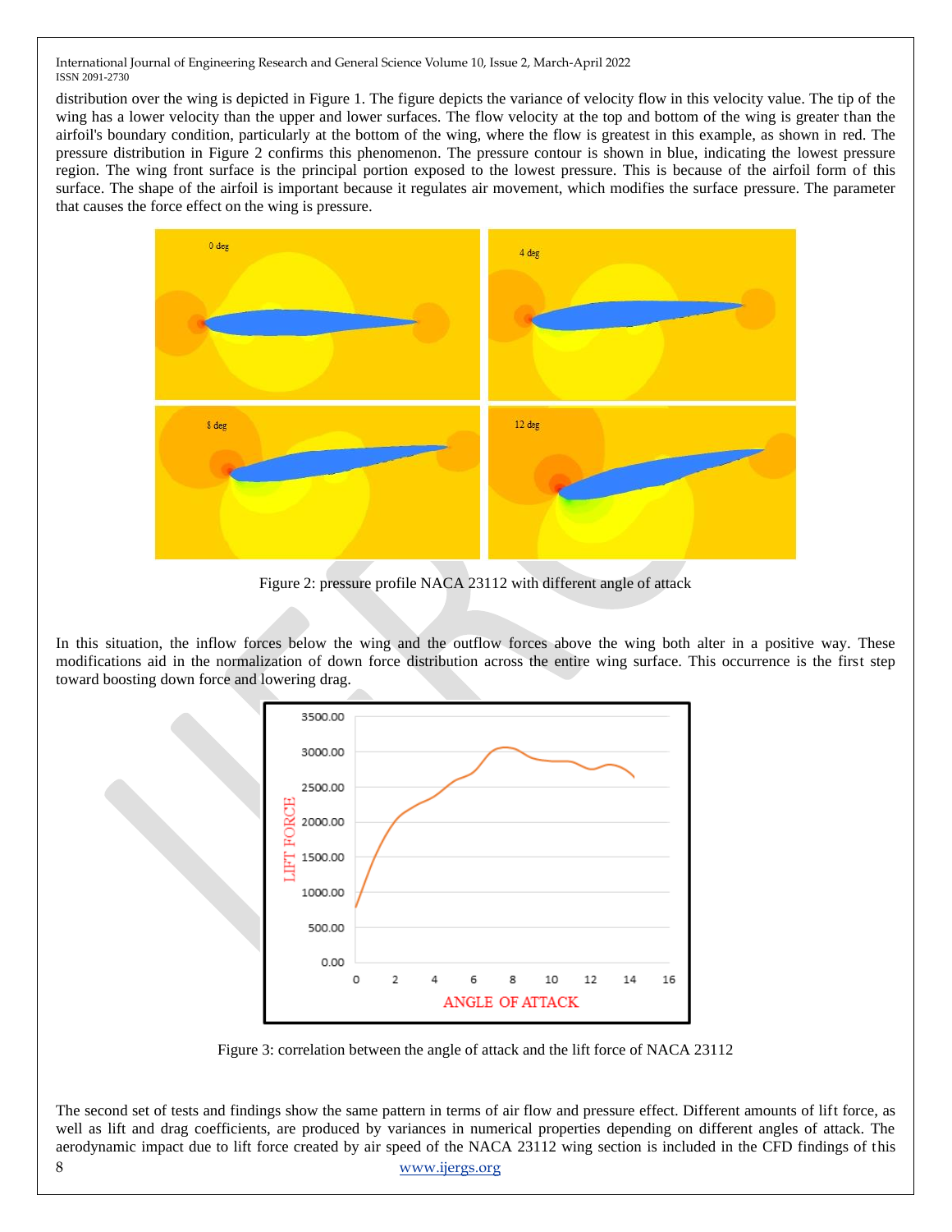distribution over the wing is depicted in Figure 1. The figure depicts the variance of velocity flow in this velocity value. The tip of the wing has a lower velocity than the upper and lower surfaces. The flow velocity at the top and bottom of the wing is greater than the airfoil's boundary condition, particularly at the bottom of the wing, where the flow is greatest in this example, as shown in red. The pressure distribution in Figure 2 confirms this phenomenon. The pressure contour is shown in blue, indicating the lowest pressure region. The wing front surface is the principal portion exposed to the lowest pressure. This is because of the airfoil form of this surface. The shape of the airfoil is important because it regulates air movement, which modifies the surface pressure. The parameter that causes the force effect on the wing is pressure.

Figure 2: pressure profile NACA 23112 with different angle of attack

In this situation, the inflow forces below the wing and the outflow forces above the wing both alter in a positive way. These modifications aid in the normalization of down force distribution across the entire wing surface. This occurrence is the first step toward boosting down force and lowering drag.

Figure 3: correlation between the angle of attack and the lift force of NACA 23112

The second set of tests and findings show the same pattern in terms of air flow and pressure effect. Different amounts of lift force, as well as lift and drag coefficients, are produced by variances in numerical properties depending on different angles of attack. The aerodynamic impact due to lift force created by air speed of the NACA 23112 wing section is included in the CFD findings of this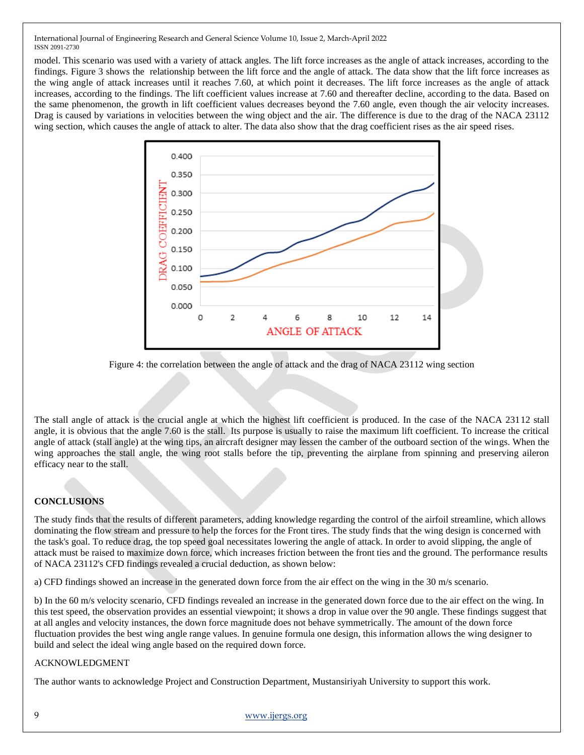model. This scenario was used with a variety of attack angles. The lift force increases as the angle of attack increases, according to the findings. Figure 3 shows the relationship between the lift force and the angle of attack. The data show that the lift force increases as the wing angle of attack increases until it reaches 7.60, at which point it decreases. The lift force increases as the angle of attack increases, according to the findings. The lift coefficient values increase at 7.60 and thereafter decline, according to the data. Based on the same phenomenon, the growth in lift coefficient values decreases beyond the 7.60 angle, even though the air velocity increases. Drag is caused by variations in velocities between the wing object and the air. The difference is due to the drag of the NACA 23112 wing section, which causes the angle of attack to alter. The data also show that the drag coefficient rises as the air speed rises.

Figure 4: the correlation between the angle of attack and the drag of NACA 23112 wing section

The stall angle of attack is the crucial angle at which the highest lift coefficient is produced. In the case of the NACA 23112 stall angle, it is obvious that the angle 7.60 is the stall. Its purpose is usually to raise the maximum lift coefficient. To increase the critical angle of attack (stall angle) at the wing tips, an aircraft designer may lessen the camber of the outboard section of the wings. When the wing approaches the stall angle, the wing root stalls before the tip, preventing the airplane from spinning and preserving aileron efficacy near to the stall.

## CONCLUSIONS

The study finds that the results of different parameters, adding knowledge regarding the control of the airfoil streamline, which allows dominating the flow stream and pressure to help the forces for the Front tires. The study finds that the wing design is concerned with the task's goal. To reduce drag, the top speed goal necessitates lowering the angle of attack. In order to avoid slipping, the angle of attack must be raised to maximize down force, which increases friction between the front ties and the ground. The performance results of NACA 23112's CFD findings revealed a crucial deduction, as shown below:

a) CFD findings showed an increase in the generated down force from the air effect on the wing in the 30 m/s scenario.

b) In the 60 m/s velocity scenario, CFD findings revealed an increase in the generated down force due to the air effect on the wing. In this test speed, the observation provides an essential viewpoint; it shows a drop in value over the 90 angle. These findings suggest that at all angles and velocity instances, the down force magnitude does not behave symmetrically. The amount of the down force fluctuation provides the best wing angle range values. In genuine formula one design, this information allows the wing designer to build and select the ideal wing angle based on the required down force.

ACKNOWLEDGMENT

The author wants to acknowledge Project and Construction Department, Mustansiriyah University to support this work.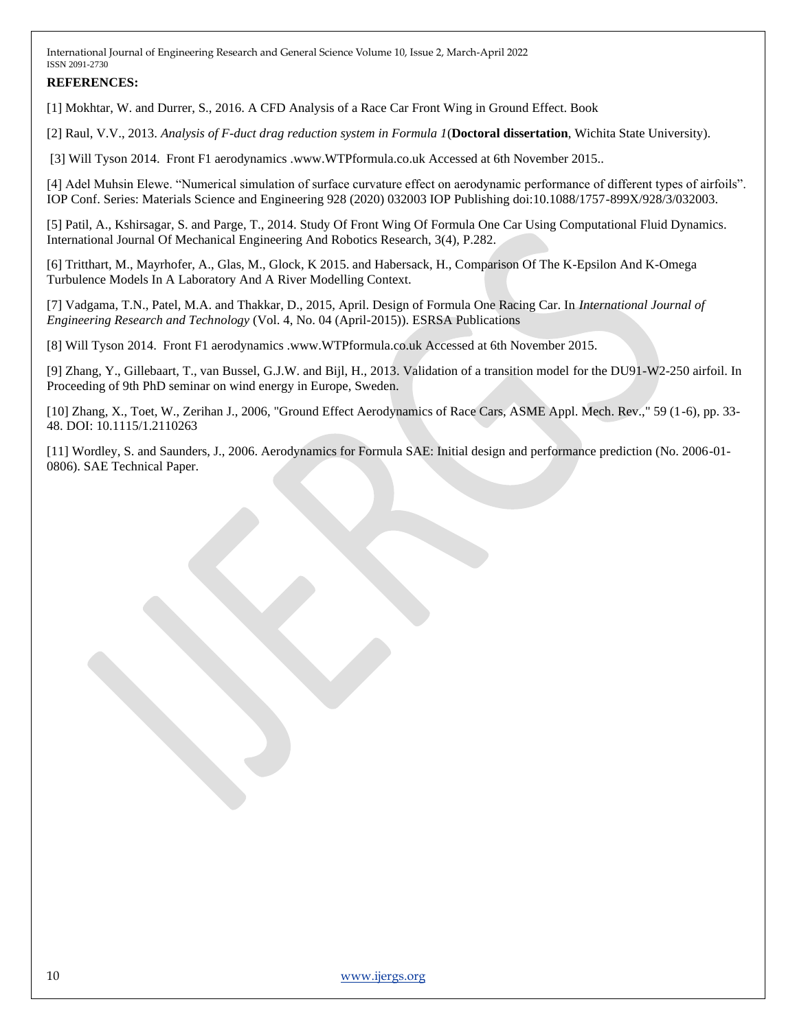**REFERENCES:**

[1] Mokhtar, W. and Durrer, S., 2016. A CFD Analysis of a Race Car Front Wing in Ground Effect. Book

[2] Raul, V.V., 2013. *Analysis of F-duct drag reduction system in Formula 1*(**Doctoral dissertation**, Wichita State University).

[3] Will Tyson 2014. Front F1 aerodynamics .www.WTPformula.co.uk Accessed at 6th November 2015..

[4] Adel Muhsin Elewe. "Numerical simulation of surface curvature effect on aerodynamic performance of different types of airfoils". IOP Conf. Series: Materials Science and Engineering 928 (2020) 032003 IOP Publishing doi:10.1088/1757-899X/928/3/032003.

[5] Patil, A., Kshirsagar, S. and Parge, T., 2014. Study Of Front Wing Of Formula One Car Using Computational Fluid Dynamics. International Journal Of Mechanical Engineering And Robotics Research, 3(4), P.282.

[6] Tritthart, M., Mayrhofer, A., Glas, M., Glock, K 2015. and Habersack, H., Comparison Of The K-Epsilon And K-Omega Turbulence Models In A Laboratory And A River Modelling Context.

[7] Vadgama, T.N., Patel, M.A. and Thakkar, D., 2015, April. Design of Formula One Racing Car. In *International Journal of Engineering Research and Technology* (Vol. 4, No. 04 (April-2015)). ESRSA Publications

[8] Will Tyson 2014. Front F1 aerodynamics .www.WTPformula.co.uk Accessed at 6th November 2015.

[9] Zhang, Y., Gillebaart, T., van Bussel, G.J.W. and Bijl, H., 2013. Validation of a transition model for the DU91-W2-250 airfoil. In Proceeding of 9th PhD seminar on wind energy in Europe, Sweden.

[10] Zhang, X., Toet, W., Zerihan J., 2006, "Ground Effect Aerodynamics of Race Cars, ASME Appl. Mech. Rev.," 59 (1-6), pp. 33-48. DOI: 10.1115/1.2110263

[11] Wordley, S. and Saunders, J., 2006. Aerodynamics for Formula SAE: Initial design and performance prediction (No. 2006-01-0806). SAE Technical Paper.